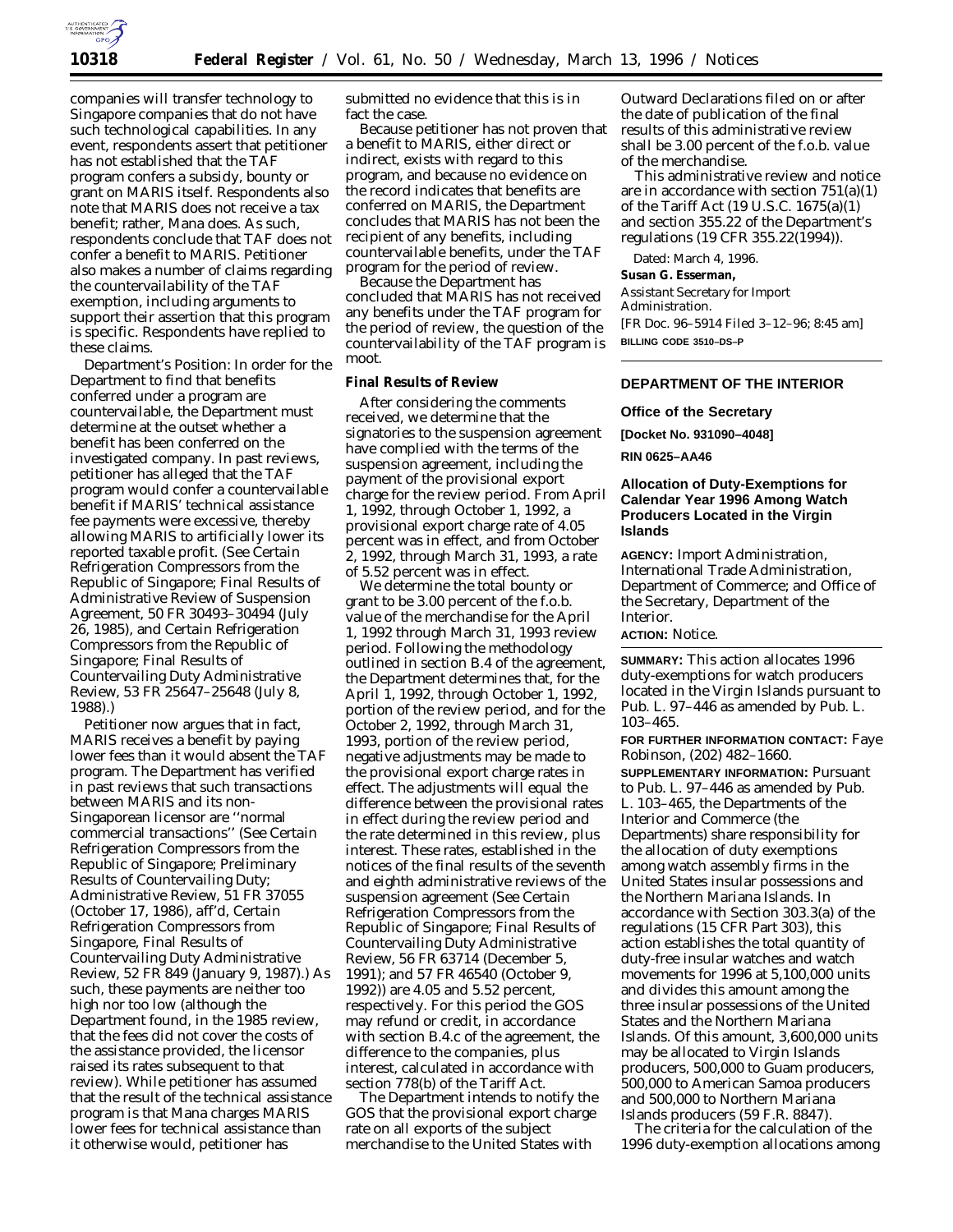companies will transfer technology to Singapore companies that do not have such technological capabilities. In any event, respondents assert that petitioner has not established that the TAF program confers a subsidy, bounty or grant on MARIS itself. Respondents also note that MARIS does not receive a tax benefit; rather, Mana does. As such, respondents conclude that TAF does not confer a benefit to MARIS. Petitioner also makes a number of claims regarding the countervailability of the TAF exemption, including arguments to support their assertion that this program is specific. Respondents have replied to these claims.

*Department's Position:* In order for the Department to find that benefits conferred under a program are countervailable, the Department must determine at the outset whether a benefit has been conferred on the investigated company. In past reviews, petitioner has alleged that the TAF program would confer a countervailable benefit if MARIS' technical assistance fee payments were excessive, thereby allowing MARIS to artificially lower its reported taxable profit. (See *Certain Refrigeration Compressors from the Republic of Singapore; Final Results of Administrative Review of Suspension Agreement*, 50 FR 30493–30494 (July 26, 1985), and *Certain Refrigeration Compressors from the Republic of Singapore; Final Results of Countervailing Duty Administrative Review*, 53 FR 25647–25648 (July 8, 1988).)

Petitioner now argues that in fact, MARIS receives a benefit by paying lower fees than it would absent the TAF program. The Department has verified in past reviews that such transactions between MARIS and its non-Singaporean licensor are "normal commercial transactions" (See *Certain Refrigeration Compressors from the Republic of Singapore; Preliminary Results of Countervailing Duty; Administrative Review*, 51 FR 37055 (October 17, 1986), *aff'd*, *Certain Refrigeration Compressors from Singapore, Final Results of Countervailing Duty Administrative Review*, 52 FR 849 (January 9, 1987).) As such, these payments are neither too high nor too low (although the Department found, in the 1985 review, that the fees did not cover the costs of the assistance provided, the licensor raised its rates subsequent to that review). While petitioner has assumed that the result of the technical assistance program is that Mana charges MARIS lower fees for technical assistance than it otherwise would, petitioner has submitted no evidence that this is in fact the case.

Because petitioner has not proven that a benefit to MARIS, either direct or indirect, exists with regard to this program, and because no evidence on the record indicates that benefits are conferred on MARIS, the Department concludes that MARIS has not been the recipient of any benefits, including countervailable benefits, under the TAF program for the period of review.

Because the Department has concluded that MARIS has not received any benefits under the TAF program for the period of review, the question of the countervailability of the TAF program is moot.

## Final Results of Review

After considering the comments received, we determine that the signatories to the suspension agreement have complied with the terms of the suspension agreement, including the payment of the provisional export charge for the review period. From April 1, 1992, through October 1, 1992, a provisional export charge rate of 4.05 percent was in effect, and from October 2, 1992, through March 31, 1993, a rate of 5.52 percent was in effect.

We determine the total bounty or grant to be 3.00 percent of the f.o.b. value of the merchandise for the April 1, 1992 through March 31, 1993 review period. Following the methodology outlined in section B.4 of the agreement, the Department determines that, for the April 1, 1992, through October 1, 1992, portion of the review period, and for the October 2, 1992, through March 31, 1993, portion of the review period, negative adjustments may be made to the provisional export charge rates in effect. The adjustments will equal the difference between the provisional rates in effect during the review period and the rate determined in this review, plus interest. These rates, established in the notices of the final results of the seventh and eighth administrative reviews of the suspension agreement (See *Certain Refrigeration Compressors from the Republic of Singapore; Final Results of Countervailing Duty Administrative Review*, 56 FR 63714 (December 5, 1991); and 57 FR 46540 (October 9, 1992)) are 4.05 and 5.52 percent, respectively. For this period the GOS may refund or credit, in accordance with section B.4.c of the agreement, the difference to the companies, plus interest, calculated in accordance with section 778(b) of the Tariff Act.

The Department intends to notify the GOS that the provisional export charge rate on all exports of the subject merchandise to the United States with Outward Declarations filed on or after the date of publication of the final results of this administrative review shall be 3.00 percent of the f.o.b. value of the merchandise.

This administrative review and notice are in accordance with section 751(a)(1) of the Tariff Act (19 U.S.C. 1675(a)(1) and section 355.22 of the Department's regulations (19 CFR 355.22(1994)).

Dated: March 4, 1996.

**Susan G. Esserman,**
*Assistant Secretary for Import Administration.*

[FR Doc. 96–5914 Filed 3–12–96; 8:45 am]

**BILLING CODE 3510–DS–P**

---

# DEPARTMENT OF THE INTERIOR

## Office of the Secretary

**[Docket No. 931090–4048]**

**RIN 0625–AA46**

## Allocation of Duty-Exemptions for Calendar Year 1996 Among Watch Producers Located in the Virgin Islands

**AGENCY:** Import Administration, International Trade Administration, Department of Commerce; and Office of the Secretary, Department of the Interior.

**ACTION:** Notice.

**SUMMARY:** This action allocates 1996 duty-exemptions for watch producers located in the Virgin Islands pursuant to Pub. L. 97–446 as amended by Pub. L. 103–465.

**FOR FURTHER INFORMATION CONTACT:** Faye Robinson, (202) 482–1660.

**SUPPLEMENTARY INFORMATION:** Pursuant to Pub. L. 97–446 as amended by Pub. L. 103–465, the Departments of the Interior and Commerce (the Departments) share responsibility for the allocation of duty exemptions among watch assembly firms in the United States insular possessions and the Northern Mariana Islands. In accordance with Section 303.3(a) of the regulations (15 CFR Part 303), this action establishes the total quantity of duty-free insular watches and watch movements for 1996 at 5,100,000 units and divides this amount among the three insular possessions of the United States and the Northern Mariana Islands. Of this amount, 3,600,000 units may be allocated to Virgin Islands producers, 500,000 to Guam producers, 500,000 to American Samoa producers and 500,000 to Northern Mariana Islands producers (59 F.R. 8847).

The criteria for the calculation of the 1996 duty-exemption allocations among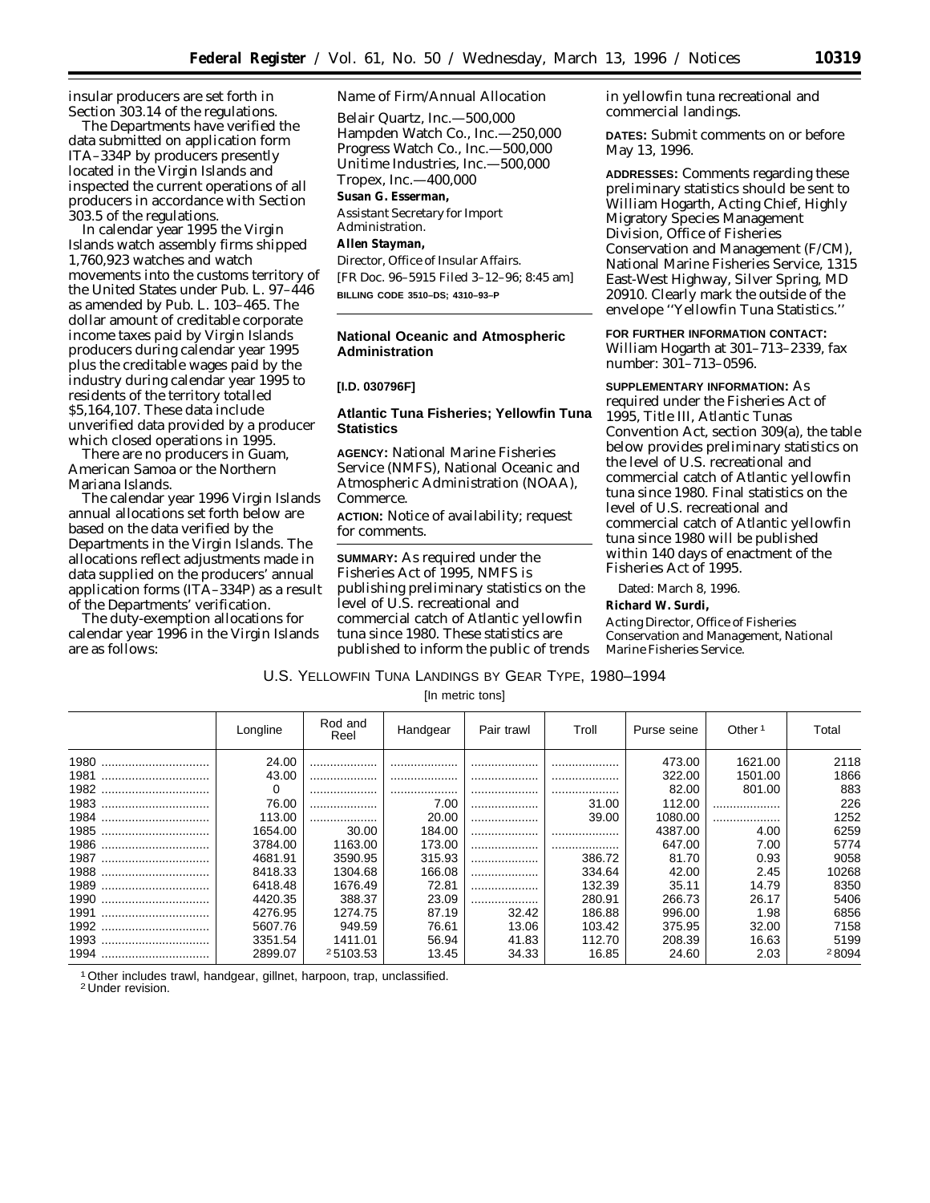insular producers are set forth in Section 303.14 of the regulations.

The Departments have verified the data submitted on application form ITA–334P by producers presently located in the Virgin Islands and inspected the current operations of all producers in accordance with Section 303.5 of the regulations.

In calendar year 1995 the Virgin Islands watch assembly firms shipped 1,760,923 watches and watch movements into the customs territory of the United States under Pub. L. 97–446 as amended by Pub. L. 103–465. The dollar amount of creditable corporate income taxes paid by Virgin Islands producers during calendar year 1995 plus the creditable wages paid by the industry during calendar year 1995 to residents of the territory totalled $5,164,107. These data include unverified data provided by a producer which closed operations in 1995.

There are no producers in Guam, American Samoa or the Northern Mariana Islands.

The calendar year 1996 Virgin Islands annual allocations set forth below are based on the data verified by the Departments in the Virgin Islands. The allocations reflect adjustments made in data supplied on the producers' annual application forms (ITA–334P) as a result of the Departments' verification.

The duty-exemption allocations for calendar year 1996 in the Virgin Islands are as follows:

Name of Firm/Annual Allocation

Belair Quartz, Inc.—500,000
Hampden Watch Co., Inc.—250,000
Progress Watch Co., Inc.—500,000
Unitime Industries, Inc.—500,000
Tropex, Inc.—400,000

**Susan G. Esserman,**
*Assistant Secretary for Import Administration.*

**Allen Stayman,**
*Director, Office of Insular Affairs.*

[FR Doc. 96–5915 Filed 3–12–96; 8:45 am]

BILLING CODE 3510–DS; 4310–93–P

## National Oceanic and Atmospheric Administration

**[I.D. 030796F]**

### Atlantic Tuna Fisheries; Yellowfin Tuna Statistics

**AGENCY:** National Marine Fisheries Service (NMFS), National Oceanic and Atmospheric Administration (NOAA), Commerce.

**ACTION:** Notice of availability; request for comments.

**SUMMARY:** As required under the Fisheries Act of 1995, NMFS is publishing preliminary statistics on the level of U.S. recreational and commercial catch of Atlantic yellowfin tuna since 1980. These statistics are published to inform the public of trends in yellowfin tuna recreational and commercial landings.

**DATES:** Submit comments on or before May 13, 1996.

**ADDRESSES:** Comments regarding these preliminary statistics should be sent to William Hogarth, Acting Chief, Highly Migratory Species Management Division, Office of Fisheries Conservation and Management (F/CM), National Marine Fisheries Service, 1315 East-West Highway, Silver Spring, MD 20910. Clearly mark the outside of the envelope ''Yellowfin Tuna Statistics.''

**FOR FURTHER INFORMATION CONTACT:** William Hogarth at 301–713–2339, fax number: 301–713–0596.

**SUPPLEMENTARY INFORMATION:** As required under the Fisheries Act of 1995, Title III, Atlantic Tunas Convention Act, section 309(a), the table below provides preliminary statistics on the level of U.S. recreational and commercial catch of Atlantic yellowfin tuna since 1980. Final statistics on the level of U.S. recreational and commercial catch of Atlantic yellowfin tuna since 1980 will be published within 140 days of enactment of the Fisheries Act of 1995.

Dated: March 8, 1996.

**Richard W. Surdi,**
*Acting Director, Office of Fisheries Conservation and Management, National Marine Fisheries Service.*

U.S. YELLOWFIN TUNA LANDINGS BY GEAR TYPE, 1980–1994

[In metric tons]

| | Longline | Rod and Reel | Handgear | Pair trawl | Troll | Purse seine | Other [1] | Total |
|---|---|---|---|---|---|---|---|---|
| 1980 | 24.00 | | | | | 473.00 | 1621.00 | 2118 |
| 1981 | 43.00 | | | | | 322.00 | 1501.00 | 1866 |
| 1982 | 0 | | | | | 82.00 | 801.00 | 883 |
| 1983 | 76.00 | | 7.00 | | 31.00 | 112.00 | | 226 |
| 1984 | 113.00 | | 20.00 | | 39.00 | 1080.00 | | 1252 |
| 1985 | 1654.00 | 30.00 | 184.00 | | | 4387.00 | 4.00 | 6259 |
| 1986 | 3784.00 | 1163.00 | 173.00 | | | 647.00 | 7.00 | 5774 |
| 1987 | 4681.91 | 3590.95 | 315.93 | | 386.72 | 81.70 | 0.93 | 9058 |
| 1988 | 8418.33 | 1304.68 | 166.08 | | 334.64 | 42.00 | 2.45 | 10268 |
| 1989 | 6418.48 | 1676.49 | 72.81 | | 132.39 | 35.11 | 14.79 | 8350 |
| 1990 | 4420.35 | 388.37 | 23.09 | | 280.91 | 266.73 | 26.17 | 5406 |
| 1991 | 4276.95 | 1274.75 | 87.19 | 32.42 | 186.88 | 996.00 | 1.98 | 6856 |
| 1992 | 5607.76 | 949.59 | 76.61 | 13.06 | 103.42 | 375.95 | 32.00 | 7158 |
| 1993 | 3351.54 | 1411.01 | 56.94 | 41.83 | 112.70 | 208.39 | 16.63 | 5199 |
| 1994 | 2899.07 | [2] 5103.53 | 13.45 | 34.33 | 16.85 | 24.60 | 2.03 | [2] 8094 |

[1] Other includes trawl, handgear, gillnet, harpoon, trap, unclassified.
[2] Under revision.